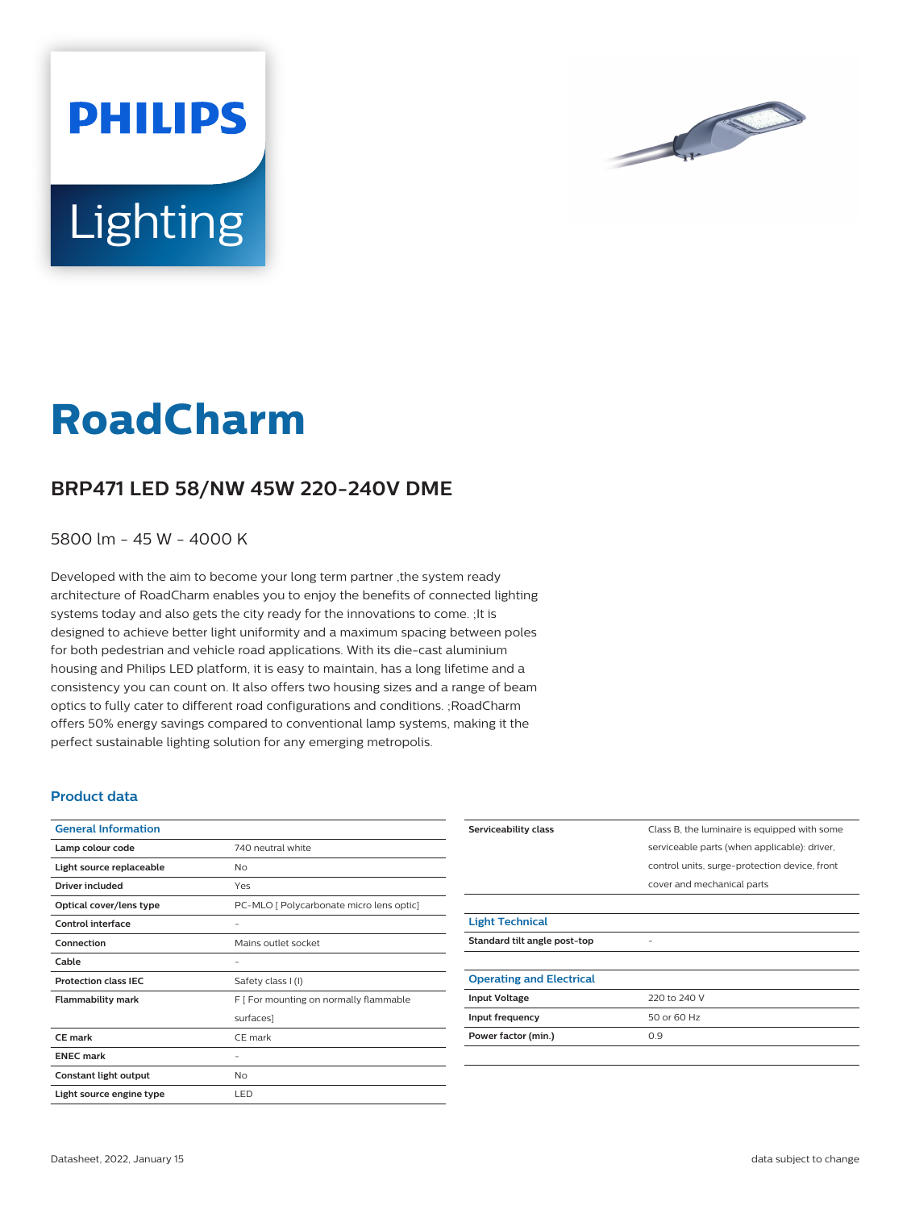# RoadCharm

## BRP471 LED 58/NW 45W 220-240V DME

5800 lm - 45 W - 4000 K

Developed with the aim to become your long term partner ,the system ready architecture of RoadCharm enables you to enjoy the benefits of connected lighting systems today and also gets the city ready for the innovations to come. ;It is designed to achieve better light uniformity and a maximum spacing between poles for both pedestrian and vehicle road applications. With its die-cast aluminium housing and Philips LED platform, it is easy to maintain, has a long lifetime and a consistency you can count on. It also offers two housing sizes and a range of beam optics to fully cater to different road configurations and conditions. ;RoadCharm offers 50% energy savings compared to conventional lamp systems, making it the perfect sustainable lighting solution for any emerging metropolis.

### Product data

| General Information | |
|---|---|
| Lamp colour code | 740 neutral white |
| Light source replaceable | No |
| Driver included | Yes |
| Optical cover/lens type | PC-MLO [ Polycarbonate micro lens optic] |
| Control interface | - |
| Connection | Mains outlet socket |
| Cable | - |
| Protection class IEC | Safety class I (I) |
| Flammability mark | F [ For mounting on normally flammable surfaces] |
| CE mark | CE mark |
| ENEC mark | - |
| Constant light output | No |
| Light source engine type | LED |
| Serviceability class | Class B, the luminaire is equipped with some serviceable parts (when applicable): driver, control units, surge-protection device, front cover and mechanical parts |

| Light Technical | |
|---|---|
| Standard tilt angle post-top | - |

| Operating and Electrical | |
|---|---|
| Input Voltage | 220 to 240 V |
| Input frequency | 50 or 60 Hz |
| Power factor (min.) | 0.9 |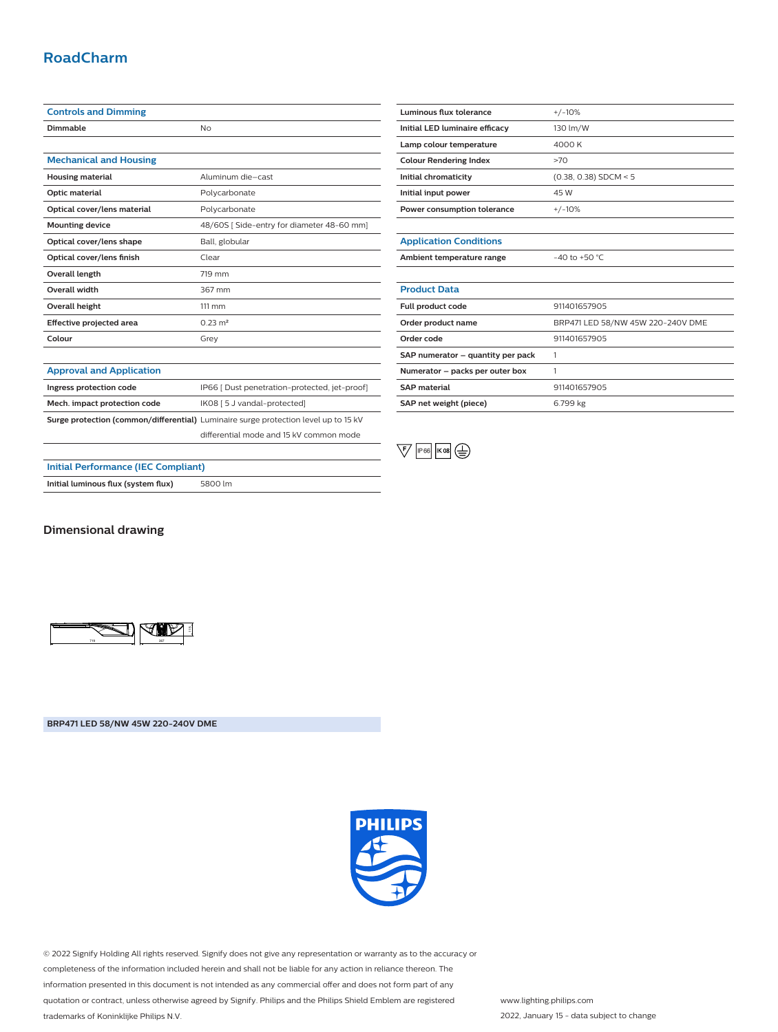## RoadCharm

| Controls and Dimming | |
|---|---|
| **Dimmable** | No |

| Mechanical and Housing | |
|---|---|
| **Housing material** | Aluminum die-cast |
| **Optic material** | Polycarbonate |
| **Optical cover/lens material** | Polycarbonate |
| **Mounting device** | 48/60S [ Side-entry for diameter 48-60 mm] |
| **Optical cover/lens shape** | Ball, globular |
| **Optical cover/lens finish** | Clear |
| **Overall length** | 719 mm |
| **Overall width** | 367 mm |
| **Overall height** | 111 mm |
| **Effective projected area** | 0.23 m² |
| **Colour** | Grey |

| Approval and Application | |
|---|---|
| **Ingress protection code** | IP66 [ Dust penetration-protected, jet-proof] |
| **Mech. impact protection code** | IK08 [ 5 J vandal-protected] |
| **Surge protection (common/differential)** | Luminaire surge protection level up to 15 kV differential mode and 15 kV common mode |

| Initial Performance (IEC Compliant) | |
|---|---|
| **Initial luminous flux (system flux)** | 5800 lm |
| **Luminous flux tolerance** | +/-10% |
| **Initial LED luminaire efficacy** | 130 lm/W |
| **Lamp colour temperature** | 4000 K |
| **Colour Rendering Index** | >70 |
| **Initial chromaticity** | (0.38, 0.38) SDCM < 5 |
| **Initial input power** | 45 W |
| **Power consumption tolerance** | +/-10% |

| Application Conditions | |
|---|---|
| **Ambient temperature range** | -40 to +50 °C |

| Product Data | |
|---|---|
| **Full product code** | 911401657905 |
| **Order product name** | BRP471 LED 58/NW 45W 220-240V DME |
| **Order code** | 911401657905 |
| **SAP numerator – quantity per pack** | 1 |
| **Numerator – packs per outer box** | 1 |
| **SAP material** | 911401657905 |
| **SAP net weight (piece)** | 6.799 kg |

F IP66 IK08

## Dimensional drawing

719

367

111

**BRP471 LED 58/NW 45W 220-240V DME**

© 2022 Signify Holding All rights reserved. Signify does not give any representation or warranty as to the accuracy or completeness of the information included herein and shall not be liable for any action in reliance thereon. The information presented in this document is not intended as any commercial offer and does not form part of any quotation or contract, unless otherwise agreed by Signify. Philips and the Philips Shield Emblem are registered trademarks of Koninklijke Philips N.V.

www.lighting.philips.com

2022, January 15 - data subject to change